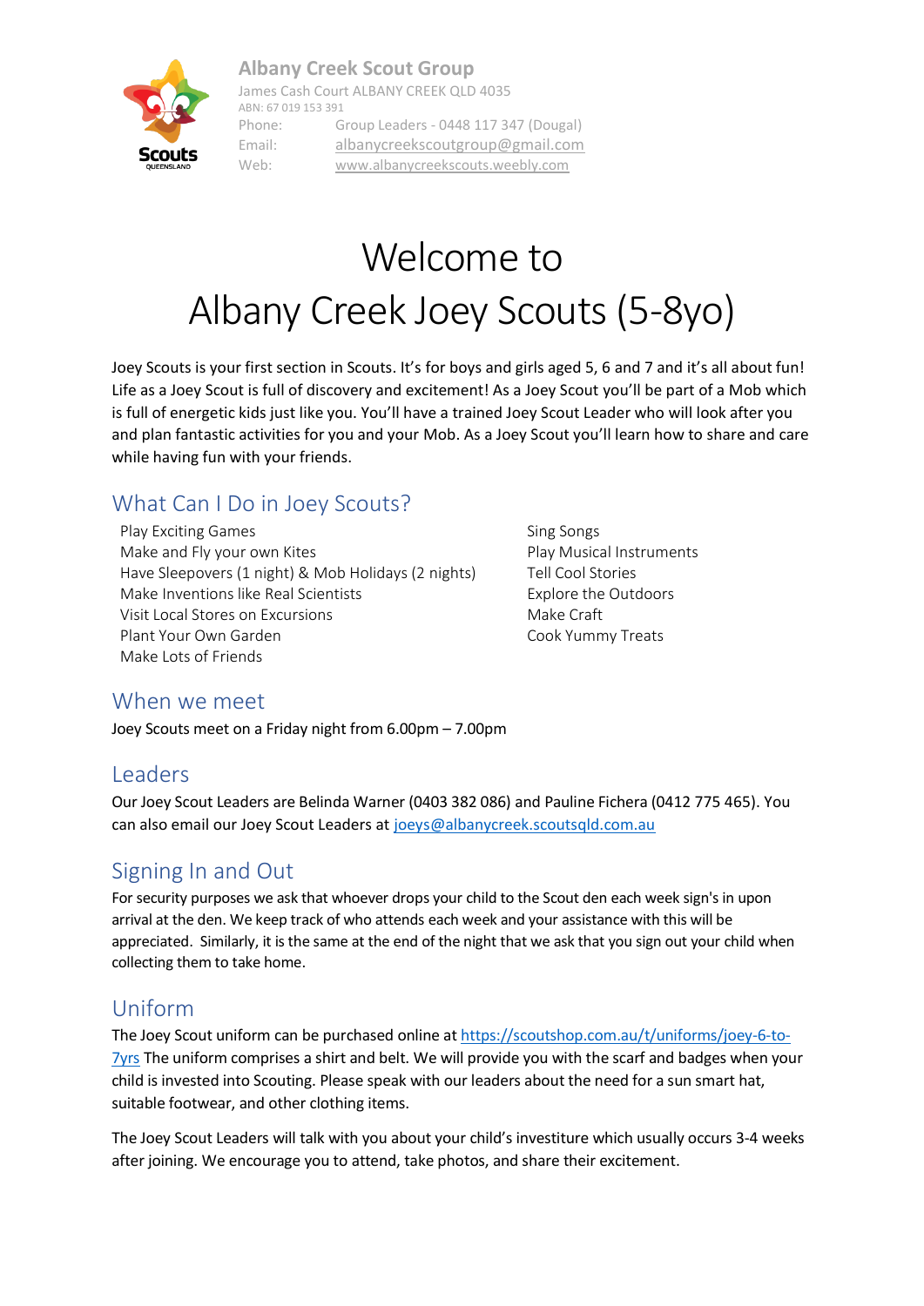**Albany Creek Scout Group**
James Cash Court ALBANY CREEK QLD 4035
ABN: 67 019 153 391

Phone: Group Leaders - 0448 117 347 (Dougal)
Email: albanycreekscoutgroup@gmail.com
Web: www.albanycreekscouts.weebly.com

# Welcome to Albany Creek Joey Scouts (5-8yo)

Joey Scouts is your first section in Scouts. It's for boys and girls aged 5, 6 and 7 and it's all about fun! Life as a Joey Scout is full of discovery and excitement! As a Joey Scout you'll be part of a Mob which is full of energetic kids just like you. You'll have a trained Joey Scout Leader who will look after you and plan fantastic activities for you and your Mob. As a Joey Scout you'll learn how to share and care while having fun with your friends.

## What Can I Do in Joey Scouts?

- Play Exciting Games
- Make and Fly your own Kites
- Have Sleepovers (1 night) & Mob Holidays (2 nights)
- Make Inventions like Real Scientists
- Visit Local Stores on Excursions
- Plant Your Own Garden
- Make Lots of Friends
- Sing Songs
- Play Musical Instruments
- Tell Cool Stories
- Explore the Outdoors
- Make Craft
- Cook Yummy Treats

## When we meet

Joey Scouts meet on a Friday night from 6.00pm – 7.00pm

## Leaders

Our Joey Scout Leaders are Belinda Warner (0403 382 086) and Pauline Fichera (0412 775 465). You can also email our Joey Scout Leaders at joeys@albanycreek.scoutsqld.com.au

## Signing In and Out

For security purposes we ask that whoever drops your child to the Scout den each week sign's in upon arrival at the den. We keep track of who attends each week and your assistance with this will be appreciated. Similarly, it is the same at the end of the night that we ask that you sign out your child when collecting them to take home.

## Uniform

The Joey Scout uniform can be purchased online at https://scoutshop.com.au/t/uniforms/joey-6-to-7yrs The uniform comprises a shirt and belt. We will provide you with the scarf and badges when your child is invested into Scouting. Please speak with our leaders about the need for a sun smart hat, suitable footwear, and other clothing items.

The Joey Scout Leaders will talk with you about your child's investiture which usually occurs 3-4 weeks after joining. We encourage you to attend, take photos, and share their excitement.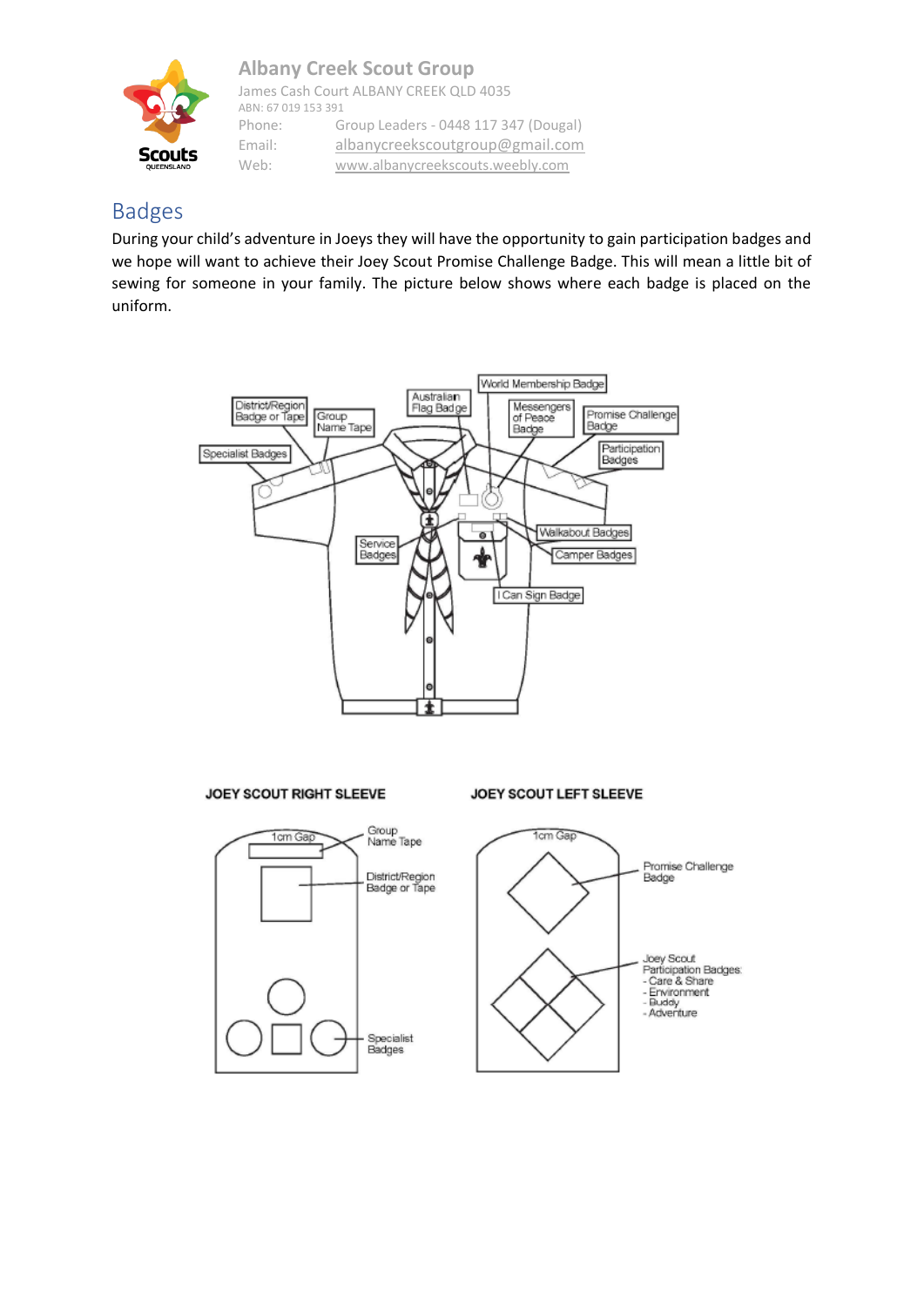**Albany Creek Scout Group**

James Cash Court ALBANY CREEK QLD 4035

ABN: 67 019 153 391

Phone: Group Leaders - 0448 117 347 (Dougal)

Email: albanycreekscoutgroup@gmail.com

Web: www.albanycreekscouts.weebly.com

## Badges

During your child's adventure in Joeys they will have the opportunity to gain participation badges and we hope will want to achieve their Joey Scout Promise Challenge Badge. This will mean a little bit of sewing for someone in your family. The picture below shows where each badge is placed on the uniform.

District/Region Badge or Tape

Group Name Tape

Australian Flag Badge

World Membership Badge

Messengers of Peace Badge

Promise Challenge Badge

Participation Badges

Specialist Badges

Service Badges

Walkabout Badges

Camper Badges

I Can Sign Badge

**JOEY SCOUT RIGHT SLEEVE**

1cm Gap

Group Name Tape

District/Region Badge or Tape

Specialist Badges

**JOEY SCOUT LEFT SLEEVE**

1cm Gap

Promise Challenge Badge

Joey Scout Participation Badges:
- Care & Share
- Environment
- Buddy
- Adventure